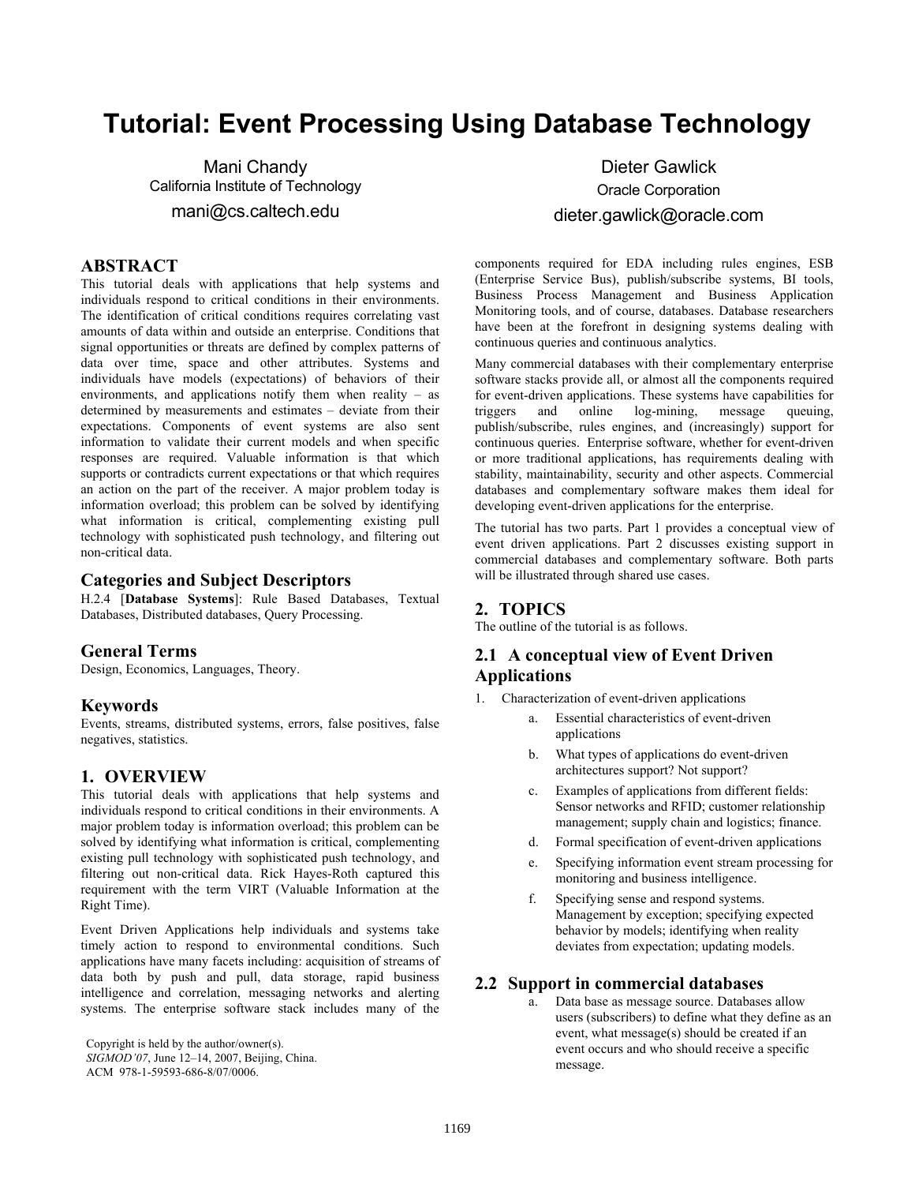# Tutorial: Event Processing Using Database Technology

Mani Chandy
California Institute of Technology
mani@cs.caltech.edu

Dieter Gawlick
Oracle Corporation
dieter.gawlick@oracle.com

## ABSTRACT

This tutorial deals with applications that help systems and individuals respond to critical conditions in their environments. The identification of critical conditions requires correlating vast amounts of data within and outside an enterprise. Conditions that signal opportunities or threats are defined by complex patterns of data over time, space and other attributes. Systems and individuals have models (expectations) of behaviors of their environments, and applications notify them when reality – as determined by measurements and estimates – deviate from their expectations. Components of event systems are also sent information to validate their current models and when specific responses are required. Valuable information is that which supports or contradicts current expectations or that which requires an action on the part of the receiver. A major problem today is information overload; this problem can be solved by identifying what information is critical, complementing existing pull technology with sophisticated push technology, and filtering out non-critical data.

### Categories and Subject Descriptors

H.2.4 [**Database Systems**]: Rule Based Databases, Textual Databases, Distributed databases, Query Processing.

### General Terms

Design, Economics, Languages, Theory.

### Keywords

Events, streams, distributed systems, errors, false positives, false negatives, statistics.

## 1. OVERVIEW

This tutorial deals with applications that help systems and individuals respond to critical conditions in their environments. A major problem today is information overload; this problem can be solved by identifying what information is critical, complementing existing pull technology with sophisticated push technology, and filtering out non-critical data. Rick Hayes-Roth captured this requirement with the term VIRT (Valuable Information at the Right Time).

Event Driven Applications help individuals and systems take timely action to respond to environmental conditions. Such applications have many facets including: acquisition of streams of data both by push and pull, data storage, rapid business intelligence and correlation, messaging networks and alerting systems. The enterprise software stack includes many of the components required for EDA including rules engines, ESB (Enterprise Service Bus), publish/subscribe systems, BI tools, Business Process Management and Business Application Monitoring tools, and of course, databases. Database researchers have been at the forefront in designing systems dealing with continuous queries and continuous analytics.

Many commercial databases with their complementary enterprise software stacks provide all, or almost all the components required for event-driven applications. These systems have capabilities for triggers and online log-mining, message queuing, publish/subscribe, rules engines, and (increasingly) support for continuous queries. Enterprise software, whether for event-driven or more traditional applications, has requirements dealing with stability, maintainability, security and other aspects. Commercial databases and complementary software makes them ideal for developing event-driven applications for the enterprise.

The tutorial has two parts. Part 1 provides a conceptual view of event driven applications. Part 2 discusses existing support in commercial databases and complementary software. Both parts will be illustrated through shared use cases.

Copyright is held by the author/owner(s).
*SIGMOD'07*, June 12–14, 2007, Beijing, China.
ACM 978-1-59593-686-8/07/0006.

## 2. TOPICS

The outline of the tutorial is as follows.

### 2.1 A conceptual view of Event Driven Applications

1. Characterization of event-driven applications
   a. Essential characteristics of event-driven applications
   b. What types of applications do event-driven architectures support? Not support?
   c. Examples of applications from different fields: Sensor networks and RFID; customer relationship management; supply chain and logistics; finance.
   d. Formal specification of event-driven applications
   e. Specifying information event stream processing for monitoring and business intelligence.
   f. Specifying sense and respond systems. Management by exception; specifying expected behavior by models; identifying when reality deviates from expectation; updating models.

### 2.2 Support in commercial databases

a. Data base as message source. Databases allow users (subscribers) to define what they define as an event, what message(s) should be created if an event occurs and who should receive a specific message.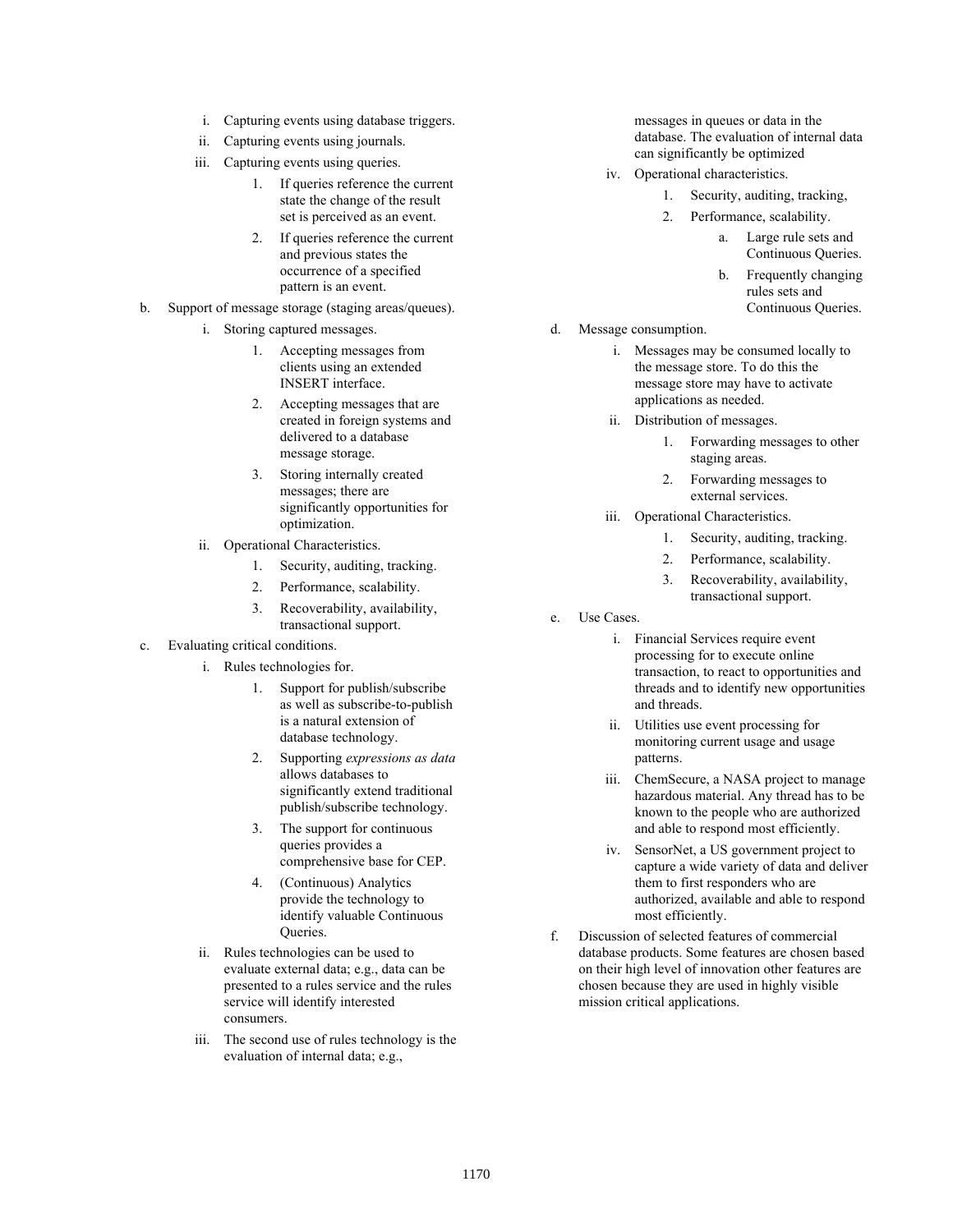i. Capturing events using database triggers.
ii. Capturing events using journals.
iii. Capturing events using queries.
   1. If queries reference the current state the change of the result set is perceived as an event.
   2. If queries reference the current and previous states the occurrence of a specified pattern is an event.

b. Support of message storage (staging areas/queues).
   i. Storing captured messages.
      1. Accepting messages from clients using an extended INSERT interface.
      2. Accepting messages that are created in foreign systems and delivered to a database message storage.
      3. Storing internally created messages; there are significantly opportunities for optimization.
   ii. Operational Characteristics.
      1. Security, auditing, tracking.
      2. Performance, scalability.
      3. Recoverability, availability, transactional support.

c. Evaluating critical conditions.
   i. Rules technologies for.
      1. Support for publish/subscribe as well as subscribe-to-publish is a natural extension of database technology.
      2. Supporting *expressions as data* allows databases to significantly extend traditional publish/subscribe technology.
      3. The support for continuous queries provides a comprehensive base for CEP.
      4. (Continuous) Analytics provide the technology to identify valuable Continuous Queries.
   ii. Rules technologies can be used to evaluate external data; e.g., data can be presented to a rules service and the rules service will identify interested consumers.
   iii. The second use of rules technology is the evaluation of internal data; e.g., messages in queues or data in the database. The evaluation of internal data can significantly be optimized
   iv. Operational characteristics.
      1. Security, auditing, tracking,
      2. Performance, scalability.
         a. Large rule sets and Continuous Queries.
         b. Frequently changing rules sets and Continuous Queries.

d. Message consumption.
   i. Messages may be consumed locally to the message store. To do this the message store may have to activate applications as needed.
   ii. Distribution of messages.
      1. Forwarding messages to other staging areas.
      2. Forwarding messages to external services.
   iii. Operational Characteristics.
      1. Security, auditing, tracking.
      2. Performance, scalability.
      3. Recoverability, availability, transactional support.

e. Use Cases.
   i. Financial Services require event processing for to execute online transaction, to react to opportunities and threads and to identify new opportunities and threads.
   ii. Utilities use event processing for monitoring current usage and usage patterns.
   iii. ChemSecure, a NASA project to manage hazardous material. Any thread has to be known to the people who are authorized and able to respond most efficiently.
   iv. SensorNet, a US government project to capture a wide variety of data and deliver them to first responders who are authorized, available and able to respond most efficiently.

f. Discussion of selected features of commercial database products. Some features are chosen based on their high level of innovation other features are chosen because they are used in highly visible mission critical applications.